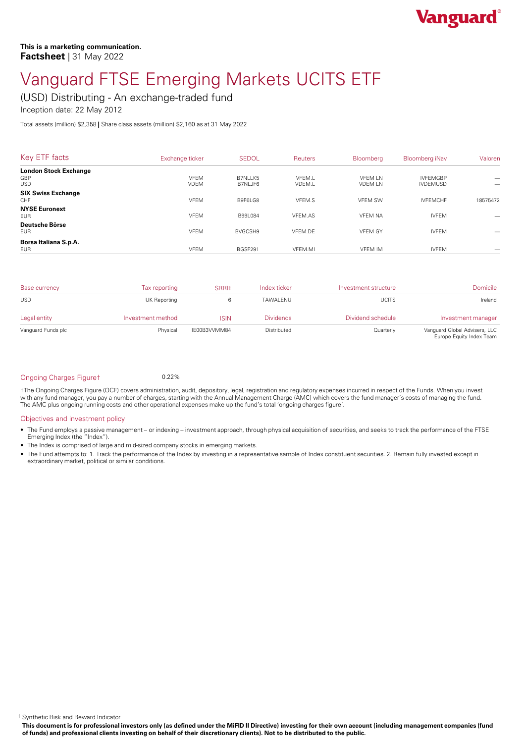**This is a marketing communication.**
**Factsheet** | 31 May 2022

# Vanguard FTSE Emerging Markets UCITS ETF

## (USD) Distributing - An exchange-traded fund

Inception date: 22 May 2012

Total assets (million) $2,358 | Share class assets (million) $2,160 as at 31 May 2022

| Key ETF facts | Exchange ticker | SEDOL | Reuters | Bloomberg | Bloomberg iNav | Valoren |
|---|---|---|---|---|---|---|
| **London Stock Exchange** | | | | | | |
| GBP | VFEM | B7NLLK5 | VFEM.L | VFEM LN | IVFEMGBP | — |
| USD | VDEM | B7NLJF6 | VDEM.L | VDEM LN | IVDEMUSD | — |
| **SIX Swiss Exchange** | | | | | | |
| CHF | VFEM | B9F6LG8 | VFEM.S | VFEM SW | IVFEMCHF | 18575472 |
| **NYSE Euronext** | | | | | | |
| EUR | VFEM | B99L084 | VFEM.AS | VFEM NA | IVFEM | — |
| **Deutsche Börse** | | | | | | |
| EUR | VFEM | BVGCSH9 | VFEM.DE | VFEM GY | IVFEM | — |
| **Borsa Italiana S.p.A.** | | | | | | |
| EUR | VFEM | BGSF291 | VFEM.MI | VFEM IM | IVFEM | — |

| Base currency | Tax reporting | SRRI‡ | Index ticker | Investment structure | Domicile |
|---|---|---|---|---|---|
| USD | UK Reporting | 6 | TAWALENU | UCITS | Ireland |
| **Legal entity** | **Investment method** | **ISIN** | **Dividends** | **Dividend schedule** | **Investment manager** |
| Vanguard Funds plc | Physical | IE00B3VVMM84 | Distributed | Quarterly | Vanguard Global Advisers, LLC Europe Equity Index Team |

Ongoing Charges Figure† 0.22%

†The Ongoing Charges Figure (OCF) covers administration, audit, depository, legal, registration and regulatory expenses incurred in respect of the Funds. When you invest with any fund manager, you pay a number of charges, starting with the Annual Management Charge (AMC) which covers the fund manager's costs of managing the fund. The AMC plus ongoing running costs and other operational expenses make up the fund's total 'ongoing charges figure'.

### Objectives and investment policy

- The Fund employs a passive management – or indexing – investment approach, through physical acquisition of securities, and seeks to track the performance of the FTSE Emerging Index (the "Index").
- The Index is comprised of large and mid-sized company stocks in emerging markets.
- The Fund attempts to: 1. Track the performance of the Index by investing in a representative sample of Index constituent securities. 2. Remain fully invested except in extraordinary market, political or similar conditions.

‡ Synthetic Risk and Reward Indicator

**This document is for professional investors only (as defined under the MiFID II Directive) investing for their own account (including management companies (fund of funds) and professional clients investing on behalf of their discretionary clients). Not to be distributed to the public.**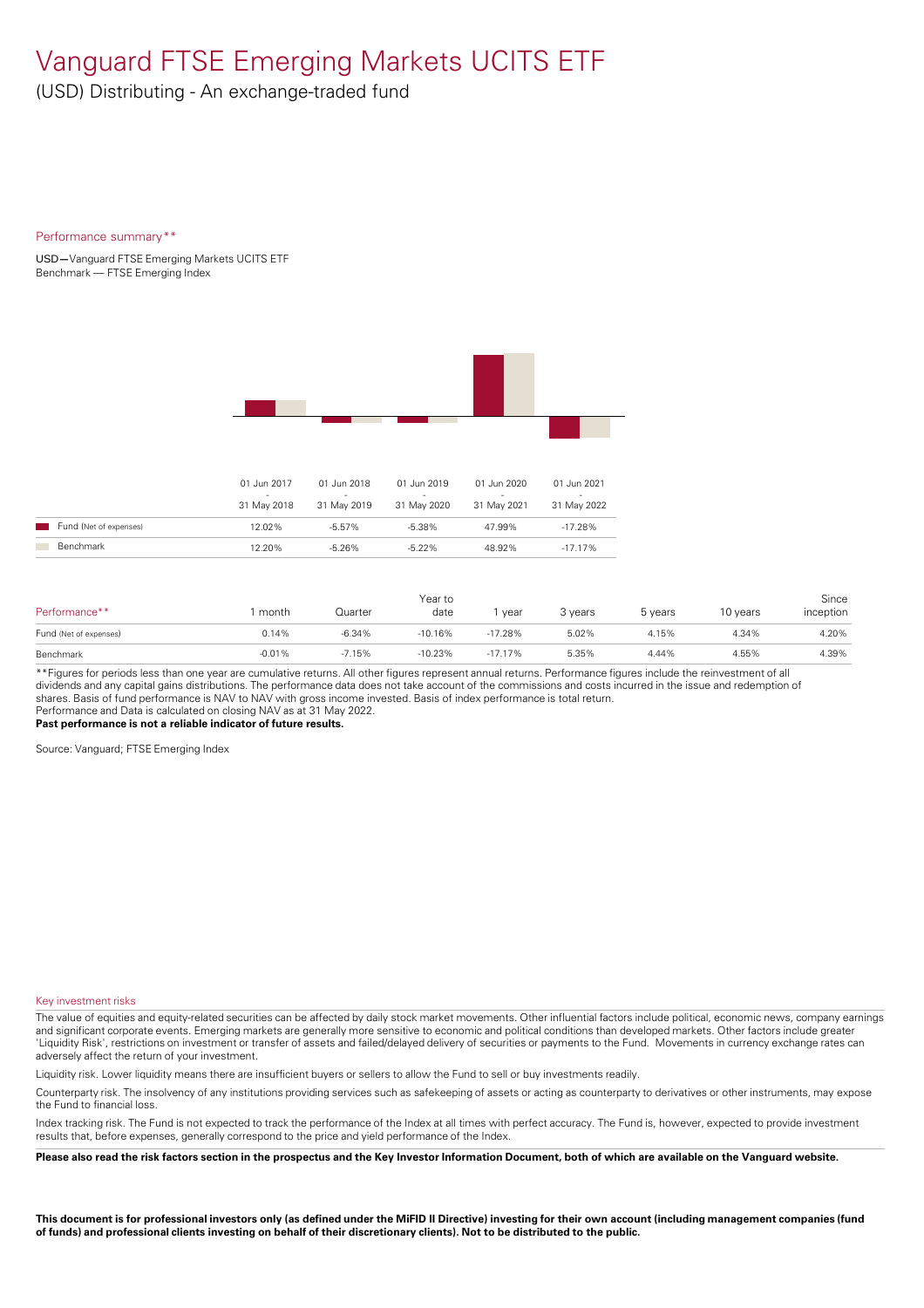# Vanguard FTSE Emerging Markets UCITS ETF

(USD) Distributing - An exchange-traded fund

Performance summary**

USD—Vanguard FTSE Emerging Markets UCITS ETF
Benchmark — FTSE Emerging Index

| | 01 Jun 2017 - 31 May 2018 | 01 Jun 2018 - 31 May 2019 | 01 Jun 2019 - 31 May 2020 | 01 Jun 2020 - 31 May 2021 | 01 Jun 2021 - 31 May 2022 |
|---|---|---|---|---|---|
| Fund (Net of expenses) | 12.02% | -5.57% | -5.38% | 47.99% | -17.28% |
| Benchmark | 12.20% | -5.26% | -5.22% | 48.92% | -17.17% |

| Performance** | 1 month | Quarter | Year to date | 1 year | 3 years | 5 years | 10 years | Since inception |
|---|---|---|---|---|---|---|---|---|
| Fund (Net of expenses) | 0.14% | -6.34% | -10.16% | -17.28% | 5.02% | 4.15% | 4.34% | 4.20% |
| Benchmark | -0.01% | -7.15% | -10.23% | -17.17% | 5.35% | 4.44% | 4.55% | 4.39% |

**Figures for periods less than one year are cumulative returns. All other figures represent annual returns. Performance figures include the reinvestment of all dividends and any capital gains distributions. The performance data does not take account of the commissions and costs incurred in the issue and redemption of shares. Basis of fund performance is NAV to NAV with gross income invested. Basis of index performance is total return.
Performance and Data is calculated on closing NAV as at 31 May 2022.
**Past performance is not a reliable indicator of future results.**

Source: Vanguard; FTSE Emerging Index

Key investment risks

The value of equities and equity-related securities can be affected by daily stock market movements. Other influential factors include political, economic news, company earnings and significant corporate events. Emerging markets are generally more sensitive to economic and political conditions than developed markets. Other factors include greater 'Liquidity Risk', restrictions on investment or transfer of assets and failed/delayed delivery of securities or payments to the Fund. Movements in currency exchange rates can adversely affect the return of your investment.

Liquidity risk. Lower liquidity means there are insufficient buyers or sellers to allow the Fund to sell or buy investments readily.

Counterparty risk. The insolvency of any institutions providing services such as safekeeping of assets or acting as counterparty to derivatives or other instruments, may expose the Fund to financial loss.

Index tracking risk. The Fund is not expected to track the performance of the Index at all times with perfect accuracy. The Fund is, however, expected to provide investment results that, before expenses, generally correspond to the price and yield performance of the Index.

**Please also read the risk factors section in the prospectus and the Key Investor Information Document, both of which are available on the Vanguard website.**

**This document is for professional investors only (as defined under the MiFID II Directive) investing for their own account (including management companies (fund of funds) and professional clients investing on behalf of their discretionary clients). Not to be distributed to the public.**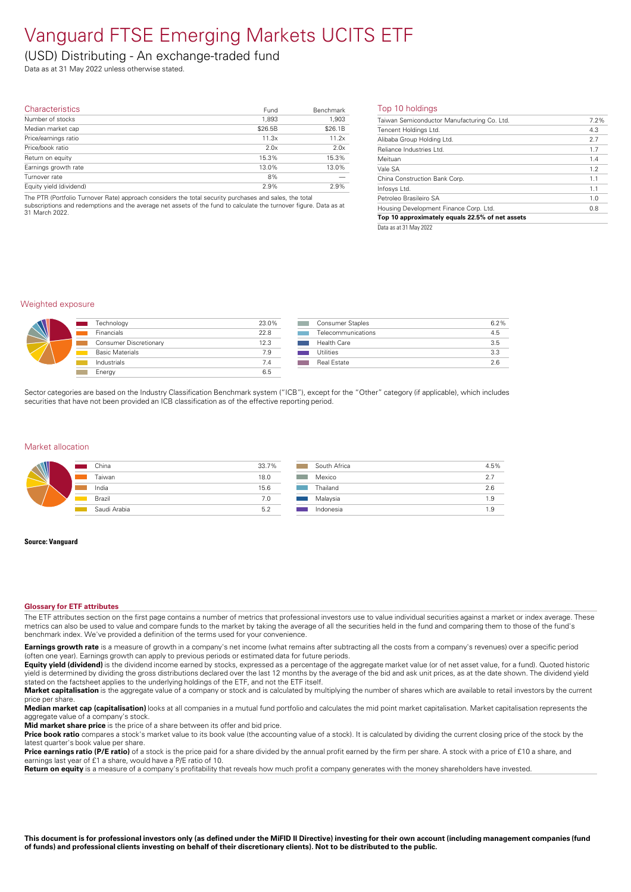# Vanguard FTSE Emerging Markets UCITS ETF

## (USD) Distributing - An exchange-traded fund

Data as at 31 May 2022 unless otherwise stated.

### Characteristics

| Characteristics | Fund | Benchmark |
|---|---|---|
| Number of stocks | 1,893 | 1,903 |
| Median market cap | $26.5B | $26.1B |
| Price/earnings ratio | 11.3x | 11.2x |
| Price/book ratio | 2.0x | 2.0x |
| Return on equity | 15.3% | 15.3% |
| Earnings growth rate | 13.0% | 13.0% |
| Turnover rate | 8% | — |
| Equity yield (dividend) | 2.9% | 2.9% |

The PTR (Portfolio Turnover Rate) approach considers the total security purchases and sales, the total subscriptions and redemptions and the average net assets of the fund to calculate the turnover figure. Data as at 31 March 2022.

### Top 10 holdings

| Holding | % |
|---|---|
| Taiwan Semiconductor Manufacturing Co. Ltd. | 7.2% |
| Tencent Holdings Ltd. | 4.3 |
| Alibaba Group Holding Ltd. | 2.7 |
| Reliance Industries Ltd. | 1.7 |
| Meituan | 1.4 |
| Vale SA | 1.2 |
| China Construction Bank Corp. | 1.1 |
| Infosys Ltd. | 1.1 |
| Petroleo Brasileiro SA | 1.0 |
| Housing Development Finance Corp. Ltd. | 0.8 |
| **Top 10 approximately equals 22.5% of net assets** | |

Data as at 31 May 2022

### Weighted exposure

| Sector | % |
|---|---|
| Technology | 23.0% |
| Financials | 22.8 |
| Consumer Discretionary | 12.3 |
| Basic Materials | 7.9 |
| Industrials | 7.4 |
| Energy | 6.5 |
| Consumer Staples | 6.2% |
| Telecommunications | 4.5 |
| Health Care | 3.5 |
| Utilities | 3.3 |
| Real Estate | 2.6 |

Sector categories are based on the Industry Classification Benchmark system ("ICB"), except for the "Other" category (if applicable), which includes securities that have not been provided an ICB classification as of the effective reporting period.

### Market allocation

| Market | % |
|---|---|
| China | 33.7% |
| Taiwan | 18.0 |
| India | 15.6 |
| Brazil | 7.0 |
| Saudi Arabia | 5.2 |
| South Africa | 4.5% |
| Mexico | 2.7 |
| Thailand | 2.6 |
| Malaysia | 1.9 |
| Indonesia | 1.9 |

**Source: Vanguard**

### Glossary for ETF attributes

The ETF attributes section on the first page contains a number of metrics that professional investors use to value individual securities against a market or index average. These metrics can also be used to value and compare funds to the market by taking the average of all the securities held in the fund and comparing them to those of the fund's benchmark index. We've provided a definition of the terms used for your convenience.

**Earnings growth rate** is a measure of growth in a company's net income (what remains after subtracting all the costs from a company's revenues) over a specific period (often one year). Earnings growth can apply to previous periods or estimated data for future periods.

**Equity yield (dividend)** is the dividend income earned by stocks, expressed as a percentage of the aggregate market value (or of net asset value, for a fund). Quoted historic yield is determined by dividing the gross distributions declared over the last 12 months by the average of the bid and ask unit prices, as at the date shown. The dividend yield stated on the factsheet applies to the underlying holdings of the ETF, and not the ETF itself.

**Market capitalisation** is the aggregate value of a company or stock and is calculated by multiplying the number of shares which are available to retail investors by the current price per share.

**Median market cap (capitalisation)** looks at all companies in a mutual fund portfolio and calculates the mid point market capitalisation. Market capitalisation represents the aggregate value of a company's stock.

**Mid market share price** is the price of a share between its offer and bid price.

**Price book ratio** compares a stock's market value to its book value (the accounting value of a stock). It is calculated by dividing the current closing price of the stock by the latest quarter's book value per share.

**Price earnings ratio (P/E ratio)** of a stock is the price paid for a share divided by the annual profit earned by the firm per share. A stock with a price of £10 a share, and earnings last year of £1 a share, would have a P/E ratio of 10.

**Return on equity** is a measure of a company's profitability that reveals how much profit a company generates with the money shareholders have invested.

**This document is for professional investors only (as defined under the MiFID II Directive) investing for their own account (including management companies (fund of funds) and professional clients investing on behalf of their discretionary clients). Not to be distributed to the public.**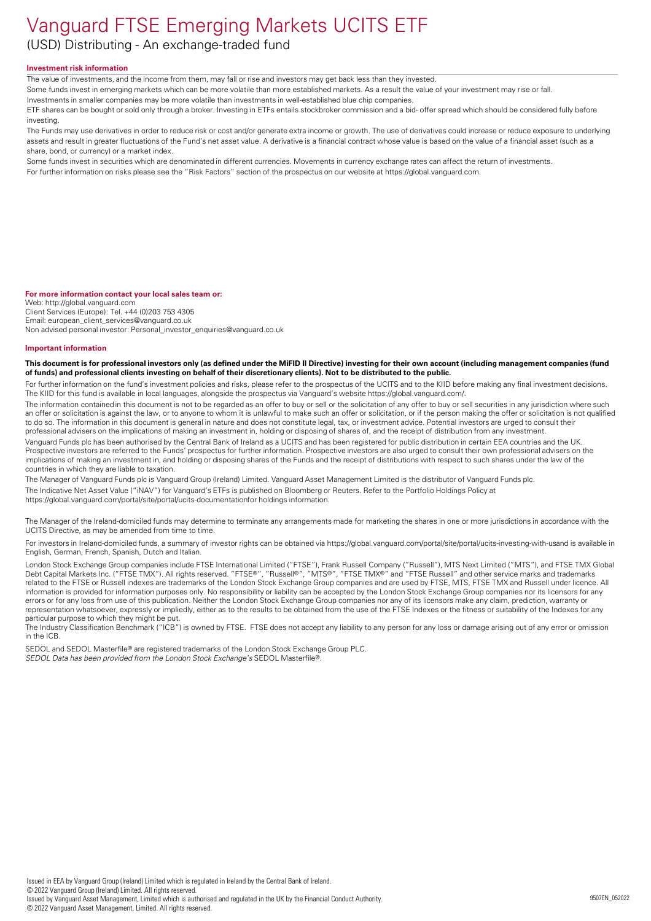# Vanguard FTSE Emerging Markets UCITS ETF

(USD) Distributing - An exchange-traded fund

**Investment risk information**

The value of investments, and the income from them, may fall or rise and investors may get back less than they invested.

Some funds invest in emerging markets which can be more volatile than more established markets. As a result the value of your investment may rise or fall.

Investments in smaller companies may be more volatile than investments in well-established blue chip companies.

ETF shares can be bought or sold only through a broker. Investing in ETFs entails stockbroker commission and a bid- offer spread which should be considered fully before investing.

The Funds may use derivatives in order to reduce risk or cost and/or generate extra income or growth. The use of derivatives could increase or reduce exposure to underlying assets and result in greater fluctuations of the Fund's net asset value. A derivative is a financial contract whose value is based on the value of a financial asset (such as a share, bond, or currency) or a market index.

Some funds invest in securities which are denominated in different currencies. Movements in currency exchange rates can affect the return of investments.

For further information on risks please see the "Risk Factors" section of the prospectus on our website at https://global.vanguard.com.

**For more information contact your local sales team or:**

Web: http://global.vanguard.com
Client Services (Europe): Tel. +44 (0)203 753 4305
Email: european_client_services@vanguard.co.uk
Non advised personal investor: Personal_investor_enquiries@vanguard.co.uk

**Important information**

**This document is for professional investors only (as defined under the MiFID II Directive) investing for their own account (including management companies (fund of funds) and professional clients investing on behalf of their discretionary clients). Not to be distributed to the public.**

For further information on the fund's investment policies and risks, please refer to the prospectus of the UCITS and to the KIID before making any final investment decisions. The KIID for this fund is available in local languages, alongside the prospectus via Vanguard's website https://global.vanguard.com/.

The information contained in this document is not to be regarded as an offer to buy or sell or the solicitation of any offer to buy or sell securities in any jurisdiction where such an offer or solicitation is against the law, or to anyone to whom it is unlawful to make such an offer or solicitation, or if the person making the offer or solicitation is not qualified to do so. The information in this document is general in nature and does not constitute legal, tax, or investment advice. Potential investors are urged to consult their professional advisers on the implications of making an investment in, holding or disposing of shares of, and the receipt of distribution from any investment.

Vanguard Funds plc has been authorised by the Central Bank of Ireland as a UCITS and has been registered for public distribution in certain EEA countries and the UK. Prospective investors are referred to the Funds' prospectus for further information. Prospective investors are also urged to consult their own professional advisers on the implications of making an investment in, and holding or disposing shares of the Funds and the receipt of distributions with respect to such shares under the law of the countries in which they are liable to taxation.

The Manager of Vanguard Funds plc is Vanguard Group (Ireland) Limited. Vanguard Asset Management Limited is the distributor of Vanguard Funds plc.

The Indicative Net Asset Value ("iNAV") for Vanguard's ETFs is published on Bloomberg or Reuters. Refer to the Portfolio Holdings Policy at https://global.vanguard.com/portal/site/portal/ucits-documentationfor holdings information.

The Manager of the Ireland-domiciled funds may determine to terminate any arrangements made for marketing the shares in one or more jurisdictions in accordance with the UCITS Directive, as may be amended from time to time.

For investors in Ireland-domiciled funds, a summary of investor rights can be obtained via https://global.vanguard.com/portal/site/portal/ucits-investing-with-usand is available in English, German, French, Spanish, Dutch and Italian.

London Stock Exchange Group companies include FTSE International Limited ("FTSE"), Frank Russell Company ("Russell"), MTS Next Limited ("MTS"), and FTSE TMX Global Debt Capital Markets Inc. ("FTSE TMX"). All rights reserved. "FTSE®", "Russell®", "MTS®", "FTSE TMX®" and "FTSE Russell" and other service marks and trademarks related to the FTSE or Russell indexes are trademarks of the London Stock Exchange Group companies and are used by FTSE, MTS, FTSE TMX and Russell under licence. All information is provided for information purposes only. No responsibility or liability can be accepted by the London Stock Exchange Group companies nor its licensors for any errors or for any loss from use of this publication. Neither the London Stock Exchange Group companies nor any of its licensors make any claim, prediction, warranty or representation whatsoever, expressly or impliedly, either as to the results to be obtained from the use of the FTSE Indexes or the fitness or suitability of the Indexes for any particular purpose to which they might be put.

The Industry Classification Benchmark ("ICB") is owned by FTSE. FTSE does not accept any liability to any person for any loss or damage arising out of any error or omission in the ICB.

SEDOL and SEDOL Masterfile® are registered trademarks of the London Stock Exchange Group PLC.
*SEDOL Data has been provided from the London Stock Exchange's* SEDOL Masterfile®.

Issued in EEA by Vanguard Group (Ireland) Limited which is regulated in Ireland by the Central Bank of Ireland.
© 2022 Vanguard Group (Ireland) Limited. All rights reserved.
Issued by Vanguard Asset Management, Limited which is authorised and regulated in the UK by the Financial Conduct Authority.
© 2022 Vanguard Asset Management, Limited. All rights reserved.

9507EN_052022